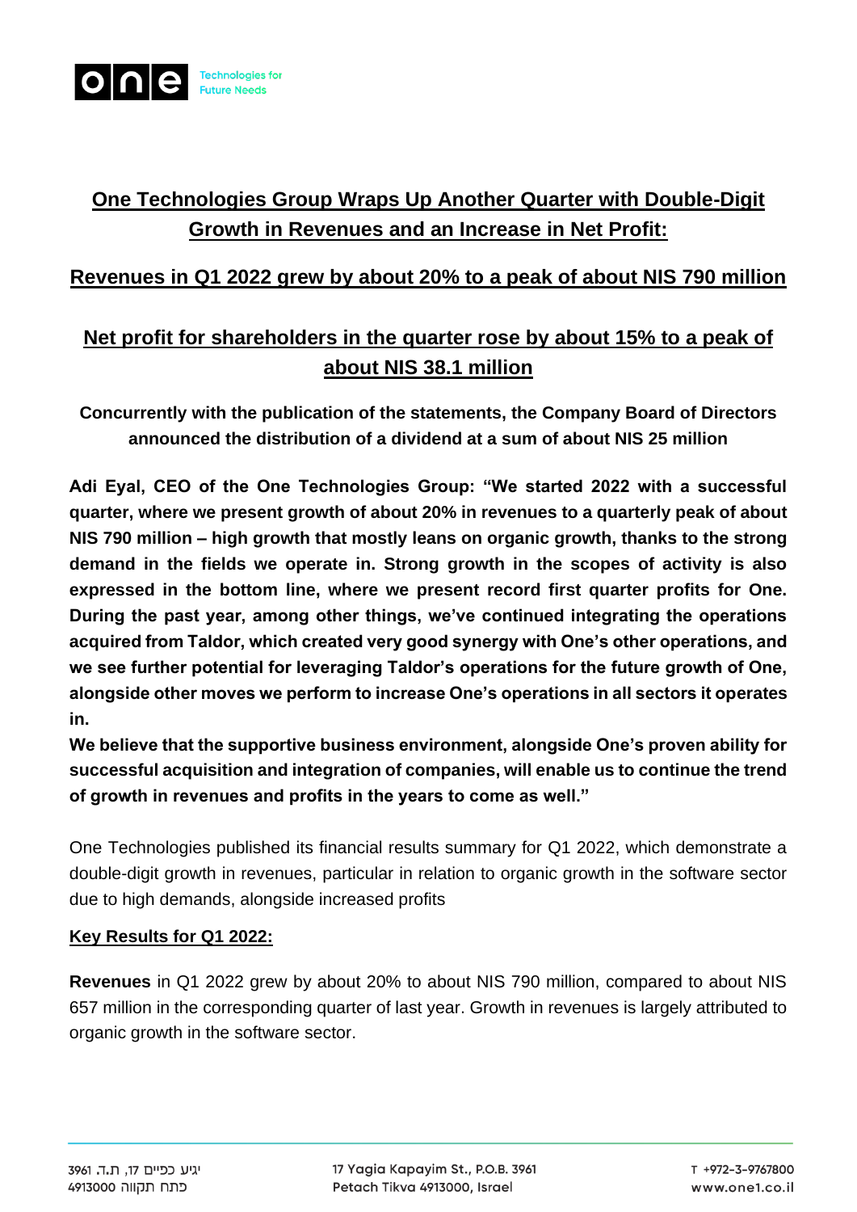# One Technologies Group Wraps Up Another Quarter with Double-Digit Growth in Revenues and an Increase in Net Profit:

## Revenues in Q1 2022 grew by about 20% to a peak of about NIS 790 million

## Net profit for shareholders in the quarter rose by about 15% to a peak of about NIS 38.1 million

**Concurrently with the publication of the statements, the Company Board of Directors announced the distribution of a dividend at a sum of about NIS 25 million**

**Adi Eyal, CEO of the One Technologies Group: "We started 2022 with a successful quarter, where we present growth of about 20% in revenues to a quarterly peak of about NIS 790 million – high growth that mostly leans on organic growth, thanks to the strong demand in the fields we operate in. Strong growth in the scopes of activity is also expressed in the bottom line, where we present record first quarter profits for One. During the past year, among other things, we've continued integrating the operations acquired from Taldor, which created very good synergy with One's other operations, and we see further potential for leveraging Taldor's operations for the future growth of One, alongside other moves we perform to increase One's operations in all sectors it operates in.**
**We believe that the supportive business environment, alongside One's proven ability for successful acquisition and integration of companies, will enable us to continue the trend of growth in revenues and profits in the years to come as well."**

One Technologies published its financial results summary for Q1 2022, which demonstrate a double-digit growth in revenues, particular in relation to organic growth in the software sector due to high demands, alongside increased profits

### Key Results for Q1 2022:

**Revenues** in Q1 2022 grew by about 20% to about NIS 790 million, compared to about NIS 657 million in the corresponding quarter of last year. Growth in revenues is largely attributed to organic growth in the software sector.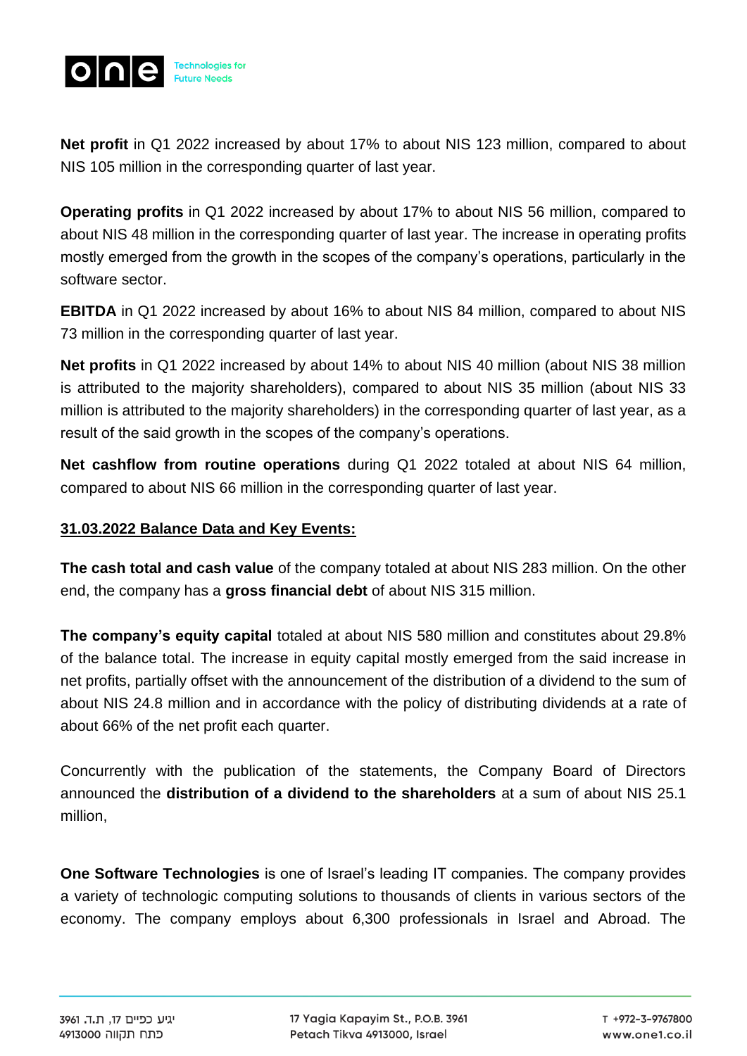**Net profit** in Q1 2022 increased by about 17% to about NIS 123 million, compared to about NIS 105 million in the corresponding quarter of last year.

**Operating profits** in Q1 2022 increased by about 17% to about NIS 56 million, compared to about NIS 48 million in the corresponding quarter of last year. The increase in operating profits mostly emerged from the growth in the scopes of the company's operations, particularly in the software sector.

**EBITDA** in Q1 2022 increased by about 16% to about NIS 84 million, compared to about NIS 73 million in the corresponding quarter of last year.

**Net profits** in Q1 2022 increased by about 14% to about NIS 40 million (about NIS 38 million is attributed to the majority shareholders), compared to about NIS 35 million (about NIS 33 million is attributed to the majority shareholders) in the corresponding quarter of last year, as a result of the said growth in the scopes of the company's operations.

**Net cashflow from routine operations** during Q1 2022 totaled at about NIS 64 million, compared to about NIS 66 million in the corresponding quarter of last year.

**<u>31.03.2022 Balance Data and Key Events:</u>**

**The cash total and cash value** of the company totaled at about NIS 283 million. On the other end, the company has a **gross financial debt** of about NIS 315 million.

**The company's equity capital** totaled at about NIS 580 million and constitutes about 29.8% of the balance total. The increase in equity capital mostly emerged from the said increase in net profits, partially offset with the announcement of the distribution of a dividend to the sum of about NIS 24.8 million and in accordance with the policy of distributing dividends at a rate of about 66% of the net profit each quarter.

Concurrently with the publication of the statements, the Company Board of Directors announced the **distribution of a dividend to the shareholders** at a sum of about NIS 25.1 million,

**One Software Technologies** is one of Israel's leading IT companies. The company provides a variety of technologic computing solutions to thousands of clients in various sectors of the economy. The company employs about 6,300 professionals in Israel and Abroad. The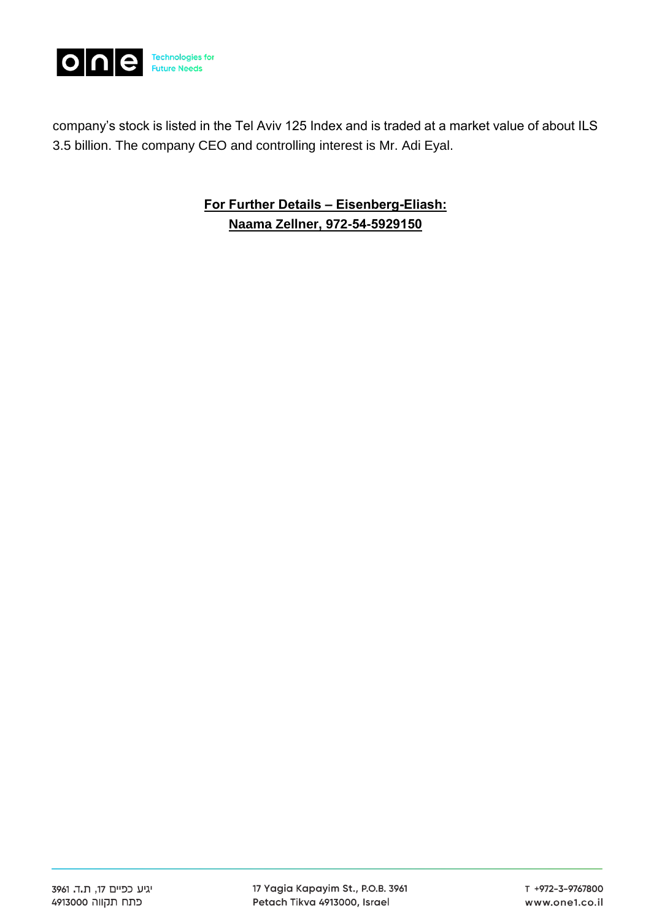company's stock is listed in the Tel Aviv 125 Index and is traded at a market value of about ILS 3.5 billion. The company CEO and controlling interest is Mr. Adi Eyal.

**For Further Details – Eisenberg-Eliash:**
**Naama Zellner, 972-54-5929150**